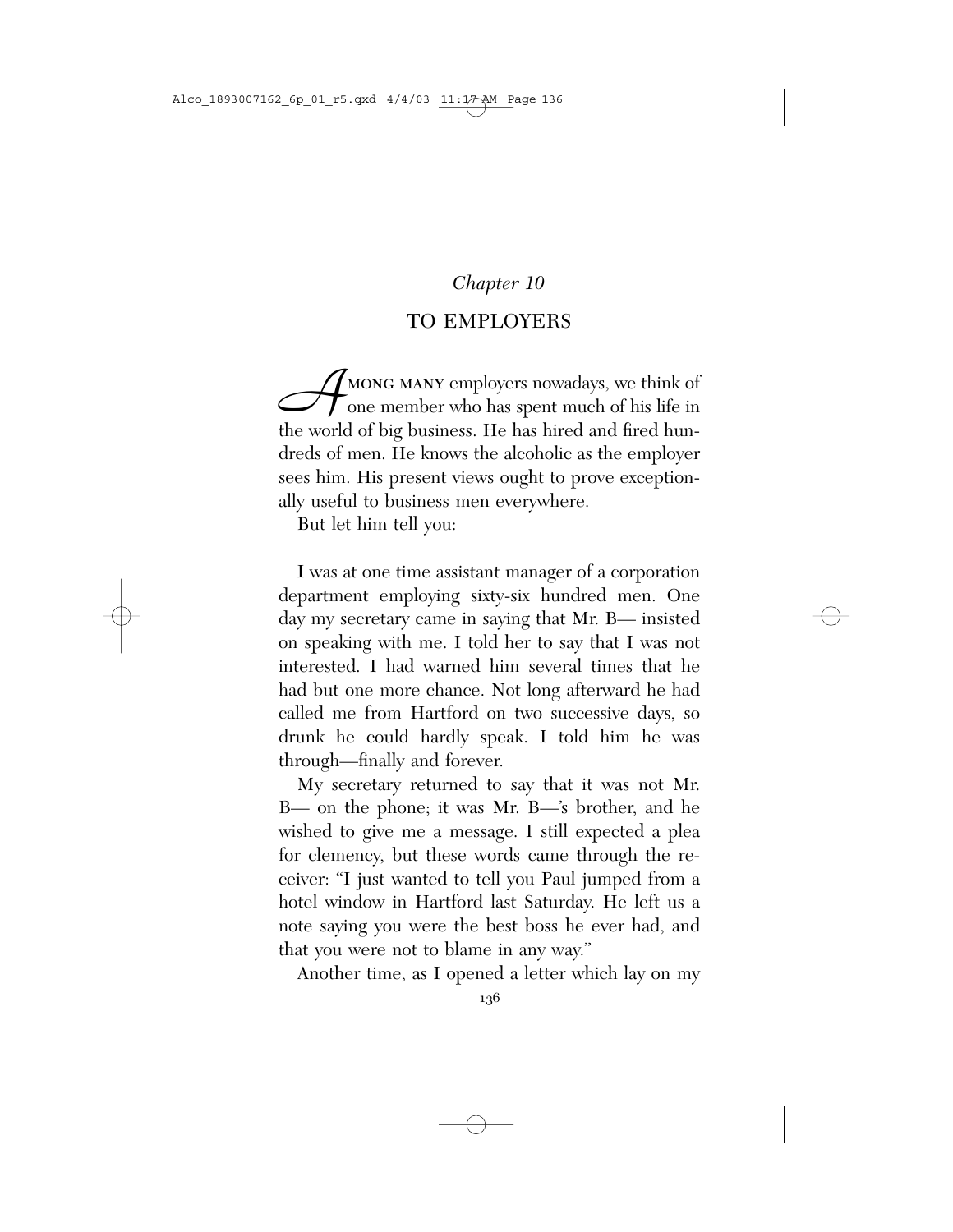*Chapter 10*

# TO EMPLOYERS

Among many employers nowadays, we think of one member who has spent much of his life in the world of big business. He has hired and fired hundreds of men. He knows the alcoholic as the employer sees him. His present views ought to prove exceptionally useful to business men everywhere.

But let him tell you:

I was at one time assistant manager of a corporation department employing sixty-six hundred men. One day my secretary came in saying that Mr. B— insisted on speaking with me. I told her to say that I was not interested. I had warned him several times that he had but one more chance. Not long afterward he had called me from Hartford on two successive days, so drunk he could hardly speak. I told him he was through—finally and forever.

My secretary returned to say that it was not Mr. B— on the phone; it was Mr. B—'s brother, and he wished to give me a message. I still expected a plea for clemency, but these words came through the receiver: "I just wanted to tell you Paul jumped from a hotel window in Hartford last Saturday. He left us a note saying you were the best boss he ever had, and that you were not to blame in any way."

Another time, as I opened a letter which lay on my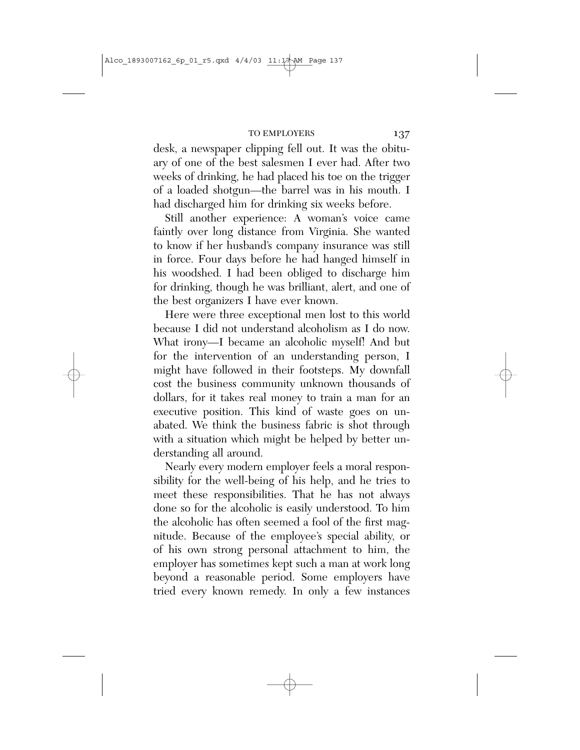desk, a newspaper clipping fell out. It was the obituary of one of the best salesmen I ever had. After two weeks of drinking, he had placed his toe on the trigger of a loaded shotgun—the barrel was in his mouth. I had discharged him for drinking six weeks before.

Still another experience: A woman's voice came faintly over long distance from Virginia. She wanted to know if her husband's company insurance was still in force. Four days before he had hanged himself in his woodshed. I had been obliged to discharge him for drinking, though he was brilliant, alert, and one of the best organizers I have ever known.

Here were three exceptional men lost to this world because I did not understand alcoholism as I do now. What irony—I became an alcoholic myself! And but for the intervention of an understanding person, I might have followed in their footsteps. My downfall cost the business community unknown thousands of dollars, for it takes real money to train a man for an executive position. This kind of waste goes on unabated. We think the business fabric is shot through with a situation which might be helped by better understanding all around.

Nearly every modern employer feels a moral responsibility for the well-being of his help, and he tries to meet these responsibilities. That he has not always done so for the alcoholic is easily understood. To him the alcoholic has often seemed a fool of the first magnitude. Because of the employee's special ability, or of his own strong personal attachment to him, the employer has sometimes kept such a man at work long beyond a reasonable period. Some employers have tried every known remedy. In only a few instances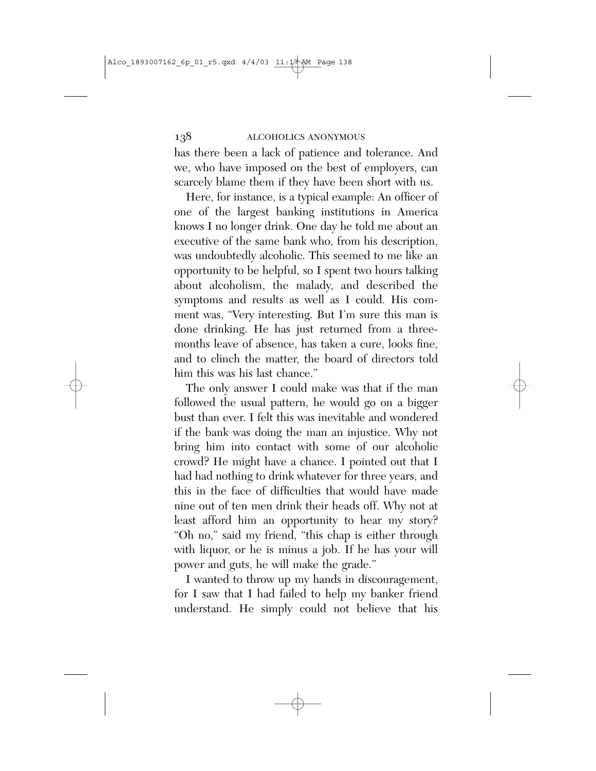has there been a lack of patience and tolerance. And we, who have imposed on the best of employers, can scarcely blame them if they have been short with us.

Here, for instance, is a typical example: An officer of one of the largest banking institutions in America knows I no longer drink. One day he told me about an executive of the same bank who, from his description, was undoubtedly alcoholic. This seemed to me like an opportunity to be helpful, so I spent two hours talking about alcoholism, the malady, and described the symptoms and results as well as I could. His comment was, "Very interesting. But I'm sure this man is done drinking. He has just returned from a three-months leave of absence, has taken a cure, looks fine, and to clinch the matter, the board of directors told him this was his last chance."

The only answer I could make was that if the man followed the usual pattern, he would go on a bigger bust than ever. I felt this was inevitable and wondered if the bank was doing the man an injustice. Why not bring him into contact with some of our alcoholic crowd? He might have a chance. I pointed out that I had had nothing to drink whatever for three years, and this in the face of difficulties that would have made nine out of ten men drink their heads off. Why not at least afford him an opportunity to hear my story? "Oh no," said my friend, "this chap is either through with liquor, or he is minus a job. If he has your will power and guts, he will make the grade."

I wanted to throw up my hands in discouragement, for I saw that I had failed to help my banker friend understand. He simply could not believe that his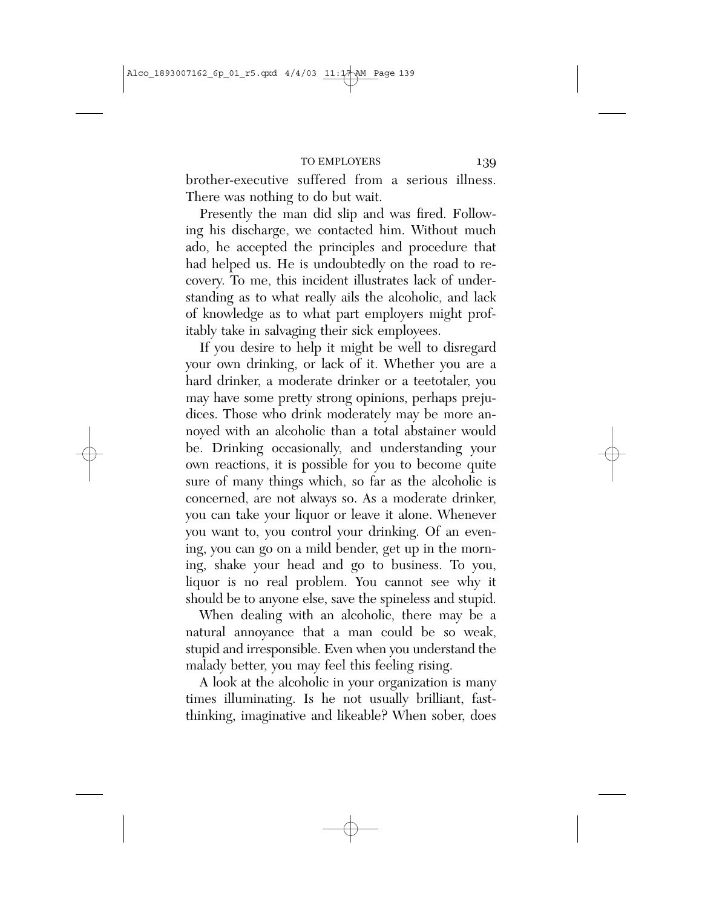brother-executive suffered from a serious illness. There was nothing to do but wait.

Presently the man did slip and was fired. Following his discharge, we contacted him. Without much ado, he accepted the principles and procedure that had helped us. He is undoubtedly on the road to recovery. To me, this incident illustrates lack of understanding as to what really ails the alcoholic, and lack of knowledge as to what part employers might profitably take in salvaging their sick employees.

If you desire to help it might be well to disregard your own drinking, or lack of it. Whether you are a hard drinker, a moderate drinker or a teetotaler, you may have some pretty strong opinions, perhaps prejudices. Those who drink moderately may be more annoyed with an alcoholic than a total abstainer would be. Drinking occasionally, and understanding your own reactions, it is possible for you to become quite sure of many things which, so far as the alcoholic is concerned, are not always so. As a moderate drinker, you can take your liquor or leave it alone. Whenever you want to, you control your drinking. Of an evening, you can go on a mild bender, get up in the morning, shake your head and go to business. To you, liquor is no real problem. You cannot see why it should be to anyone else, save the spineless and stupid.

When dealing with an alcoholic, there may be a natural annoyance that a man could be so weak, stupid and irresponsible. Even when you understand the malady better, you may feel this feeling rising.

A look at the alcoholic in your organization is many times illuminating. Is he not usually brilliant, fast-thinking, imaginative and likeable? When sober, does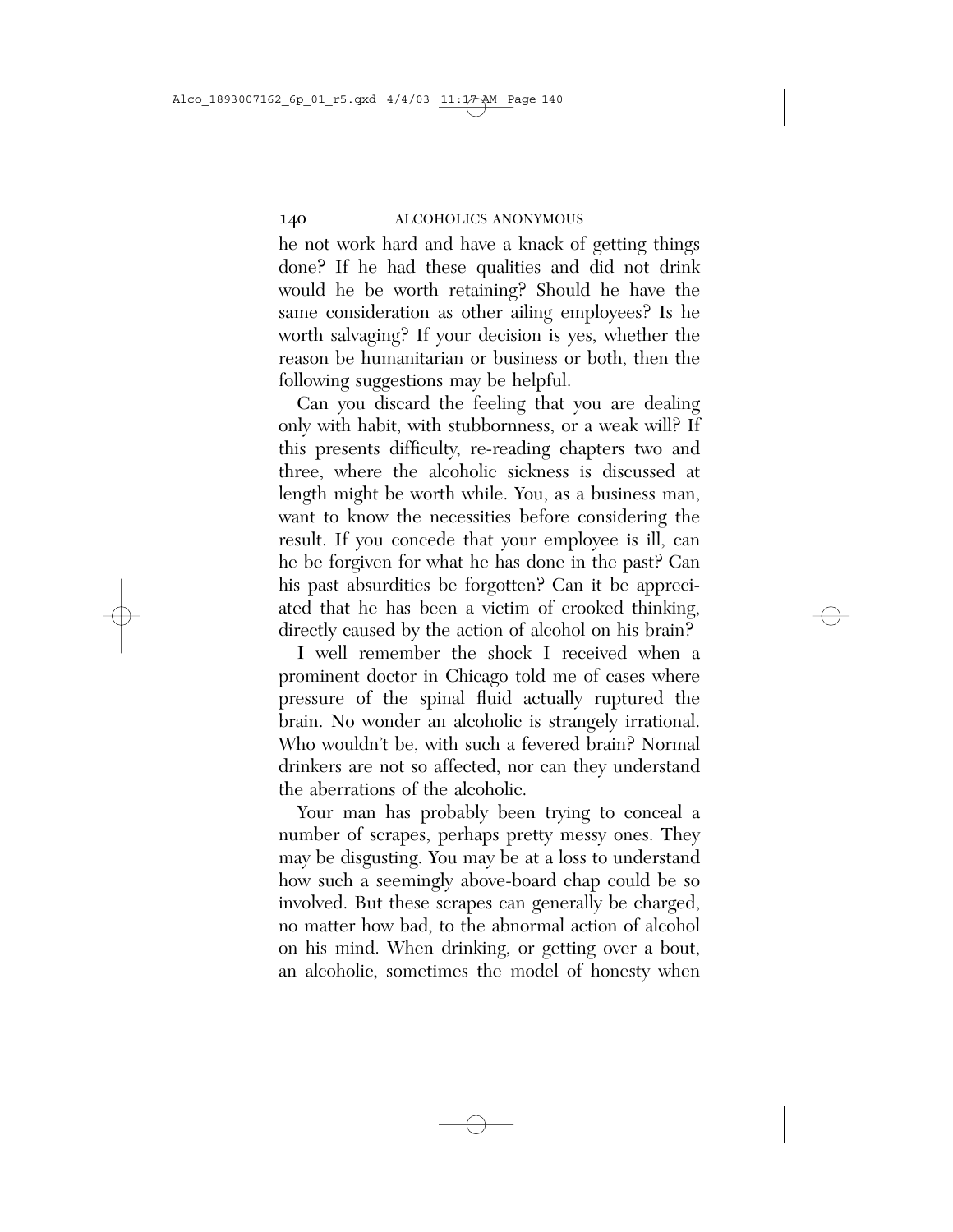he not work hard and have a knack of getting things done? If he had these qualities and did not drink would he be worth retaining? Should he have the same consideration as other ailing employees? Is he worth salvaging? If your decision is yes, whether the reason be humanitarian or business or both, then the following suggestions may be helpful.

Can you discard the feeling that you are dealing only with habit, with stubbornness, or a weak will? If this presents difficulty, re-reading chapters two and three, where the alcoholic sickness is discussed at length might be worth while. You, as a business man, want to know the necessities before considering the result. If you concede that your employee is ill, can he be forgiven for what he has done in the past? Can his past absurdities be forgotten? Can it be appreciated that he has been a victim of crooked thinking, directly caused by the action of alcohol on his brain?

I well remember the shock I received when a prominent doctor in Chicago told me of cases where pressure of the spinal fluid actually ruptured the brain. No wonder an alcoholic is strangely irrational. Who wouldn't be, with such a fevered brain? Normal drinkers are not so affected, nor can they understand the aberrations of the alcoholic.

Your man has probably been trying to conceal a number of scrapes, perhaps pretty messy ones. They may be disgusting. You may be at a loss to understand how such a seemingly above-board chap could be so involved. But these scrapes can generally be charged, no matter how bad, to the abnormal action of alcohol on his mind. When drinking, or getting over a bout, an alcoholic, sometimes the model of honesty when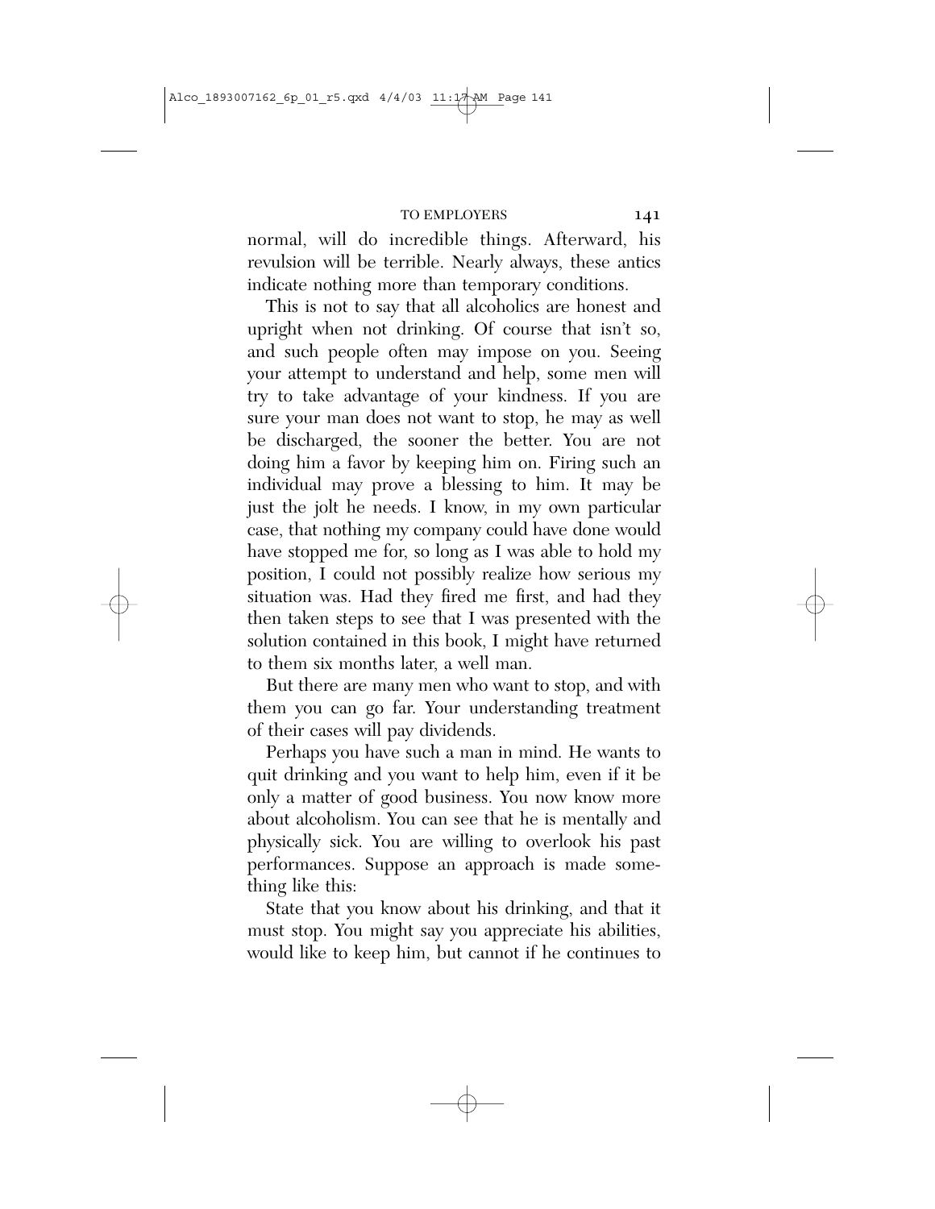normal, will do incredible things. Afterward, his revulsion will be terrible. Nearly always, these antics indicate nothing more than temporary conditions.

This is not to say that all alcoholics are honest and upright when not drinking. Of course that isn't so, and such people often may impose on you. Seeing your attempt to understand and help, some men will try to take advantage of your kindness. If you are sure your man does not want to stop, he may as well be discharged, the sooner the better. You are not doing him a favor by keeping him on. Firing such an individual may prove a blessing to him. It may be just the jolt he needs. I know, in my own particular case, that nothing my company could have done would have stopped me for, so long as I was able to hold my position, I could not possibly realize how serious my situation was. Had they fired me first, and had they then taken steps to see that I was presented with the solution contained in this book, I might have returned to them six months later, a well man.

But there are many men who want to stop, and with them you can go far. Your understanding treatment of their cases will pay dividends.

Perhaps you have such a man in mind. He wants to quit drinking and you want to help him, even if it be only a matter of good business. You now know more about alcoholism. You can see that he is mentally and physically sick. You are willing to overlook his past performances. Suppose an approach is made something like this:

State that you know about his drinking, and that it must stop. You might say you appreciate his abilities, would like to keep him, but cannot if he continues to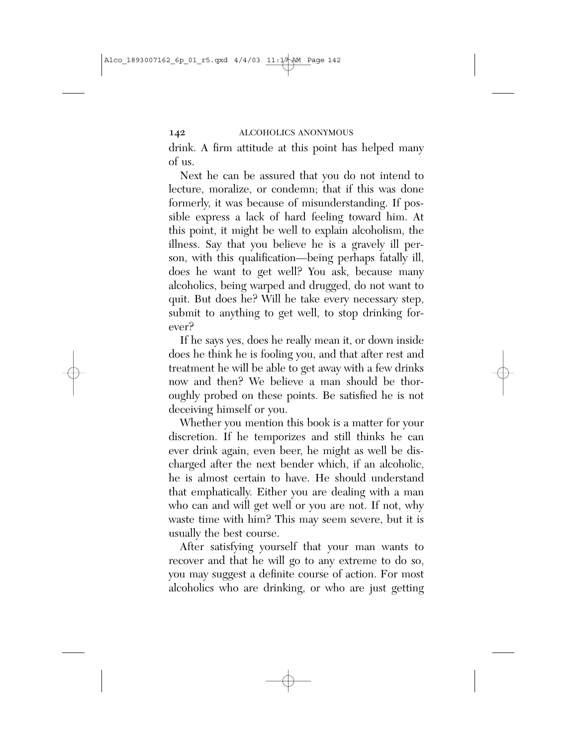drink. A firm attitude at this point has helped many of us.

Next he can be assured that you do not intend to lecture, moralize, or condemn; that if this was done formerly, it was because of misunderstanding. If possible express a lack of hard feeling toward him. At this point, it might be well to explain alcoholism, the illness. Say that you believe he is a gravely ill person, with this qualification—being perhaps fatally ill, does he want to get well? You ask, because many alcoholics, being warped and drugged, do not want to quit. But does he? Will he take every necessary step, submit to anything to get well, to stop drinking forever?

If he says yes, does he really mean it, or down inside does he think he is fooling you, and that after rest and treatment he will be able to get away with a few drinks now and then? We believe a man should be thoroughly probed on these points. Be satisfied he is not deceiving himself or you.

Whether you mention this book is a matter for your discretion. If he temporizes and still thinks he can ever drink again, even beer, he might as well be discharged after the next bender which, if an alcoholic, he is almost certain to have. He should understand that emphatically. Either you are dealing with a man who can and will get well or you are not. If not, why waste time with him? This may seem severe, but it is usually the best course.

After satisfying yourself that your man wants to recover and that he will go to any extreme to do so, you may suggest a definite course of action. For most alcoholics who are drinking, or who are just getting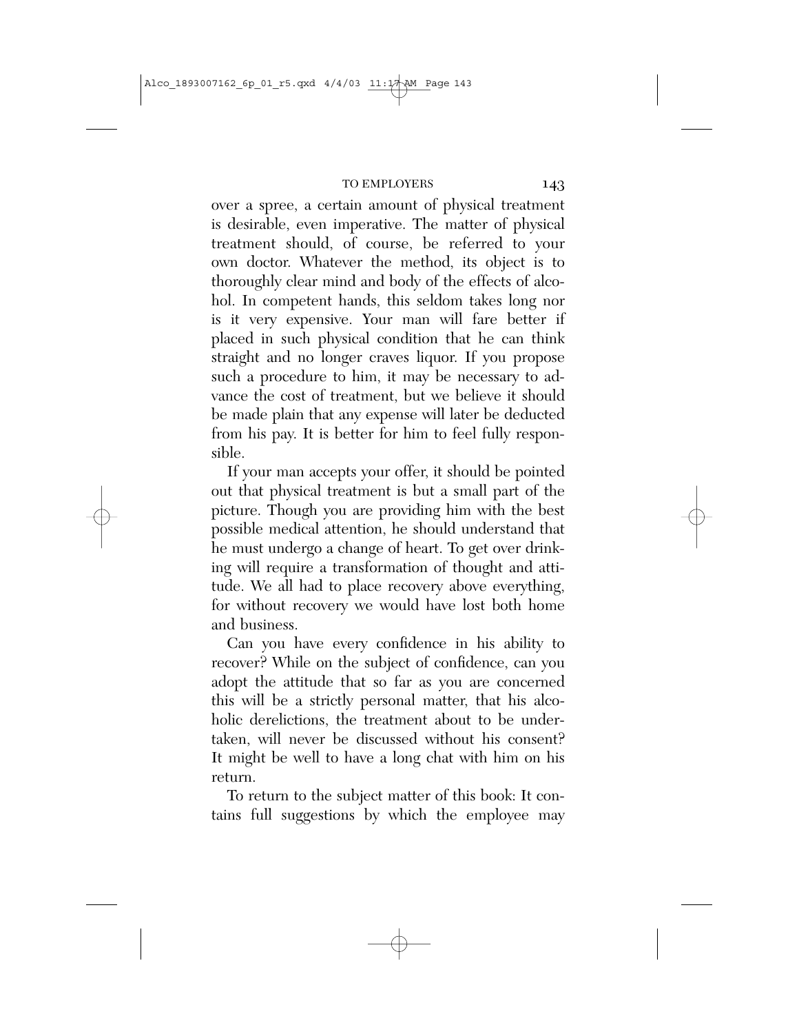over a spree, a certain amount of physical treatment is desirable, even imperative. The matter of physical treatment should, of course, be referred to your own doctor. Whatever the method, its object is to thoroughly clear mind and body of the effects of alcohol. In competent hands, this seldom takes long nor is it very expensive. Your man will fare better if placed in such physical condition that he can think straight and no longer craves liquor. If you propose such a procedure to him, it may be necessary to advance the cost of treatment, but we believe it should be made plain that any expense will later be deducted from his pay. It is better for him to feel fully responsible.

If your man accepts your offer, it should be pointed out that physical treatment is but a small part of the picture. Though you are providing him with the best possible medical attention, he should understand that he must undergo a change of heart. To get over drinking will require a transformation of thought and attitude. We all had to place recovery above everything, for without recovery we would have lost both home and business.

Can you have every confidence in his ability to recover? While on the subject of confidence, can you adopt the attitude that so far as you are concerned this will be a strictly personal matter, that his alcoholic derelictions, the treatment about to be undertaken, will never be discussed without his consent? It might be well to have a long chat with him on his return.

To return to the subject matter of this book: It contains full suggestions by which the employee may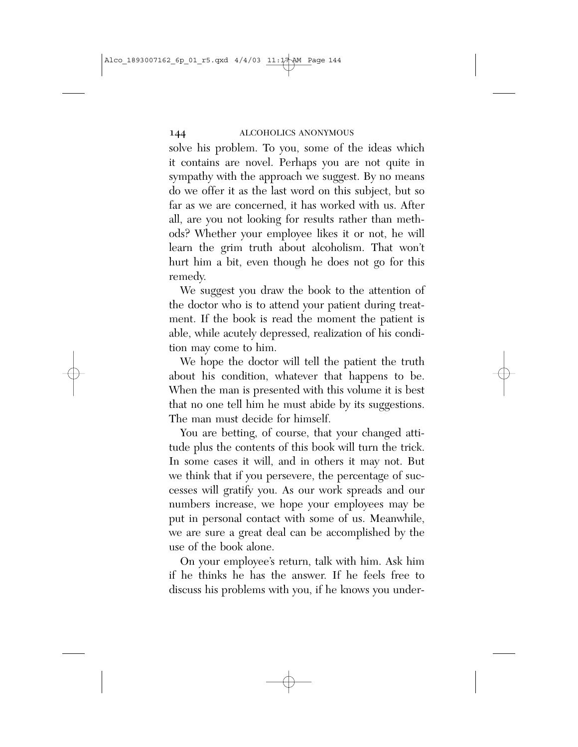solve his problem. To you, some of the ideas which it contains are novel. Perhaps you are not quite in sympathy with the approach we suggest. By no means do we offer it as the last word on this subject, but so far as we are concerned, it has worked with us. After all, are you not looking for results rather than methods? Whether your employee likes it or not, he will learn the grim truth about alcoholism. That won't hurt him a bit, even though he does not go for this remedy.

We suggest you draw the book to the attention of the doctor who is to attend your patient during treatment. If the book is read the moment the patient is able, while acutely depressed, realization of his condition may come to him.

We hope the doctor will tell the patient the truth about his condition, whatever that happens to be. When the man is presented with this volume it is best that no one tell him he must abide by its suggestions. The man must decide for himself.

You are betting, of course, that your changed attitude plus the contents of this book will turn the trick. In some cases it will, and in others it may not. But we think that if you persevere, the percentage of successes will gratify you. As our work spreads and our numbers increase, we hope your employees may be put in personal contact with some of us. Meanwhile, we are sure a great deal can be accomplished by the use of the book alone.

On your employee's return, talk with him. Ask him if he thinks he has the answer. If he feels free to discuss his problems with you, if he knows you under-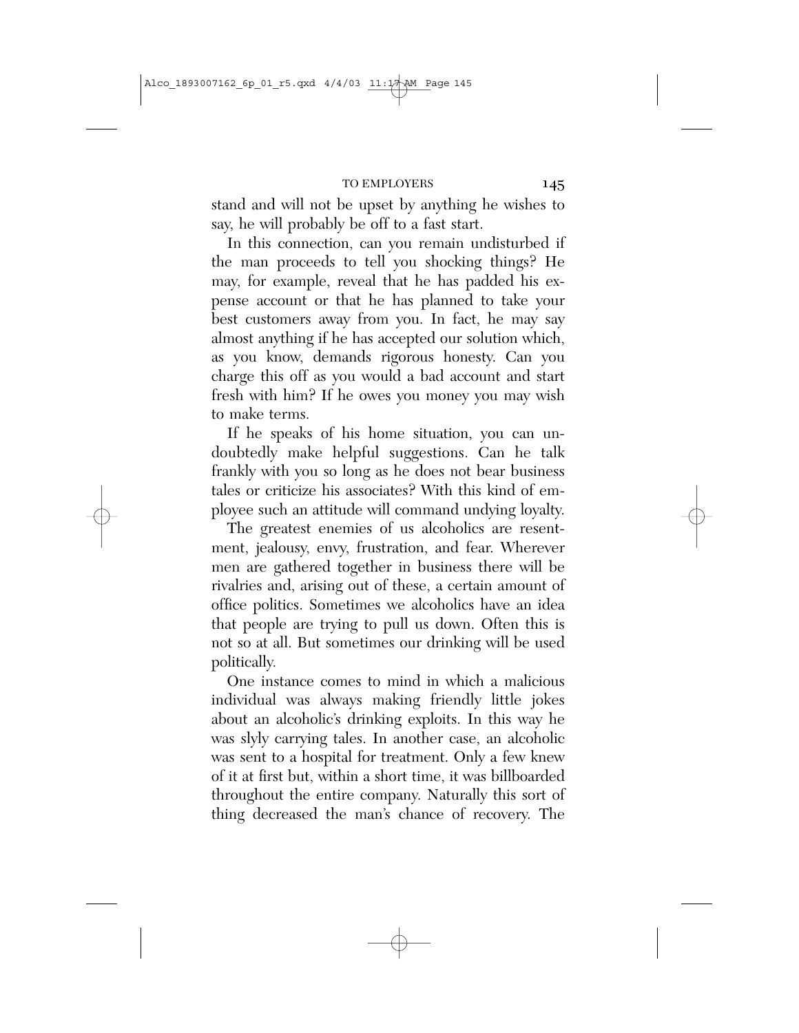stand and will not be upset by anything he wishes to say, he will probably be off to a fast start.

In this connection, can you remain undisturbed if the man proceeds to tell you shocking things? He may, for example, reveal that he has padded his expense account or that he has planned to take your best customers away from you. In fact, he may say almost anything if he has accepted our solution which, as you know, demands rigorous honesty. Can you charge this off as you would a bad account and start fresh with him? If he owes you money you may wish to make terms.

If he speaks of his home situation, you can undoubtedly make helpful suggestions. Can he talk frankly with you so long as he does not bear business tales or criticize his associates? With this kind of employee such an attitude will command undying loyalty.

The greatest enemies of us alcoholics are resentment, jealousy, envy, frustration, and fear. Wherever men are gathered together in business there will be rivalries and, arising out of these, a certain amount of office politics. Sometimes we alcoholics have an idea that people are trying to pull us down. Often this is not so at all. But sometimes our drinking will be used politically.

One instance comes to mind in which a malicious individual was always making friendly little jokes about an alcoholic's drinking exploits. In this way he was slyly carrying tales. In another case, an alcoholic was sent to a hospital for treatment. Only a few knew of it at first but, within a short time, it was billboarded throughout the entire company. Naturally this sort of thing decreased the man's chance of recovery. The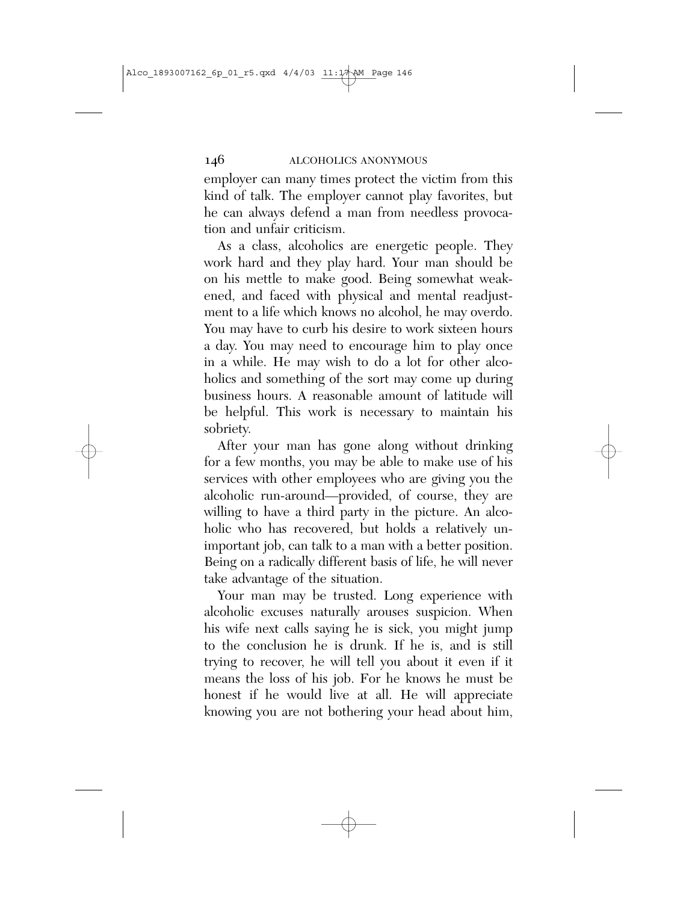employer can many times protect the victim from this kind of talk. The employer cannot play favorites, but he can always defend a man from needless provocation and unfair criticism.

As a class, alcoholics are energetic people. They work hard and they play hard. Your man should be on his mettle to make good. Being somewhat weakened, and faced with physical and mental readjustment to a life which knows no alcohol, he may overdo. You may have to curb his desire to work sixteen hours a day. You may need to encourage him to play once in a while. He may wish to do a lot for other alcoholics and something of the sort may come up during business hours. A reasonable amount of latitude will be helpful. This work is necessary to maintain his sobriety.

After your man has gone along without drinking for a few months, you may be able to make use of his services with other employees who are giving you the alcoholic run-around—provided, of course, they are willing to have a third party in the picture. An alcoholic who has recovered, but holds a relatively unimportant job, can talk to a man with a better position. Being on a radically different basis of life, he will never take advantage of the situation.

Your man may be trusted. Long experience with alcoholic excuses naturally arouses suspicion. When his wife next calls saying he is sick, you might jump to the conclusion he is drunk. If he is, and is still trying to recover, he will tell you about it even if it means the loss of his job. For he knows he must be honest if he would live at all. He will appreciate knowing you are not bothering your head about him,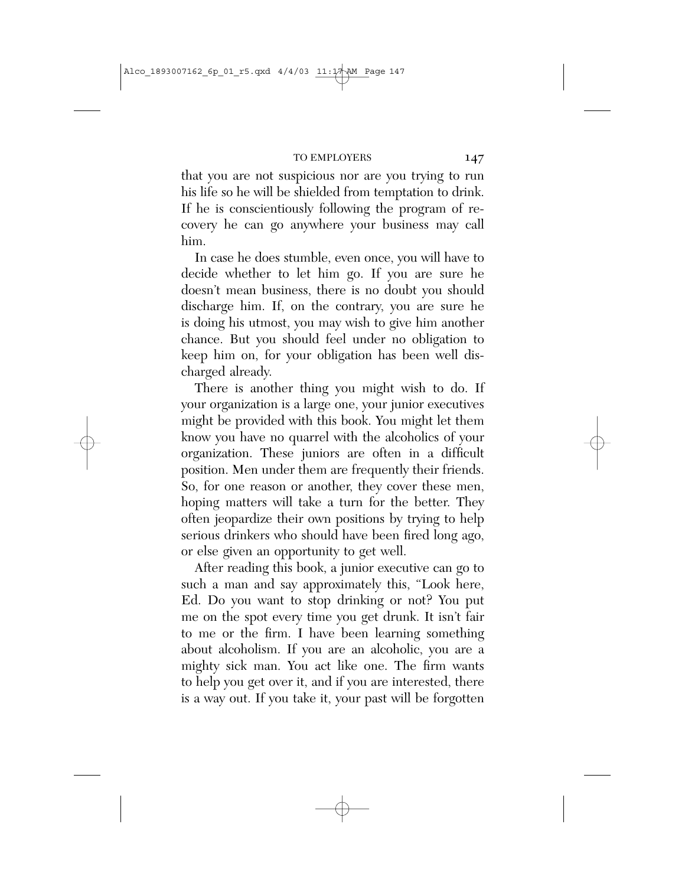that you are not suspicious nor are you trying to run his life so he will be shielded from temptation to drink. If he is conscientiously following the program of recovery he can go anywhere your business may call him.

In case he does stumble, even once, you will have to decide whether to let him go. If you are sure he doesn't mean business, there is no doubt you should discharge him. If, on the contrary, you are sure he is doing his utmost, you may wish to give him another chance. But you should feel under no obligation to keep him on, for your obligation has been well discharged already.

There is another thing you might wish to do. If your organization is a large one, your junior executives might be provided with this book. You might let them know you have no quarrel with the alcoholics of your organization. These juniors are often in a difficult position. Men under them are frequently their friends. So, for one reason or another, they cover these men, hoping matters will take a turn for the better. They often jeopardize their own positions by trying to help serious drinkers who should have been fired long ago, or else given an opportunity to get well.

After reading this book, a junior executive can go to such a man and say approximately this, "Look here, Ed. Do you want to stop drinking or not? You put me on the spot every time you get drunk. It isn't fair to me or the firm. I have been learning something about alcoholism. If you are an alcoholic, you are a mighty sick man. You act like one. The firm wants to help you get over it, and if you are interested, there is a way out. If you take it, your past will be forgotten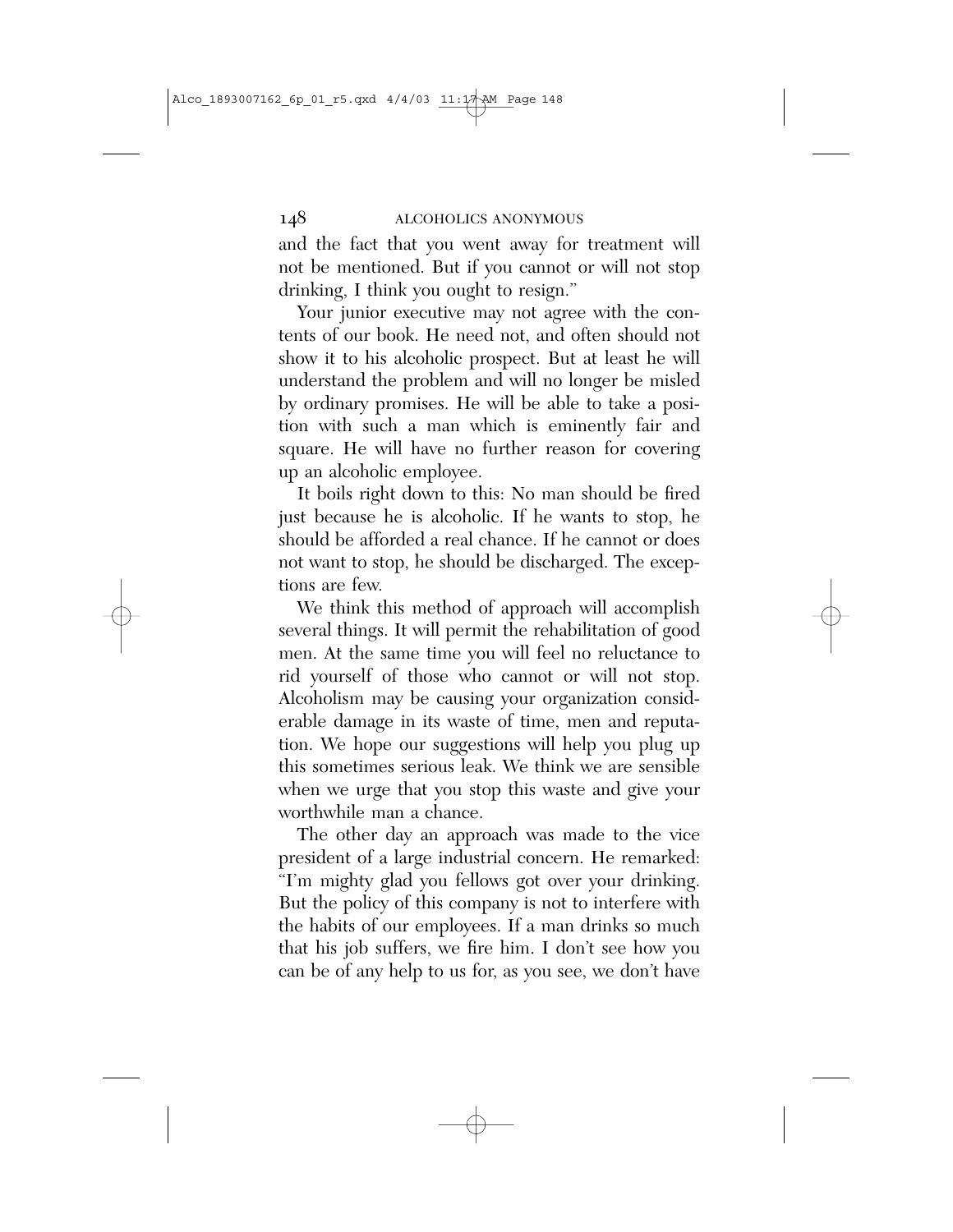and the fact that you went away for treatment will not be mentioned. But if you cannot or will not stop drinking, I think you ought to resign."

Your junior executive may not agree with the contents of our book. He need not, and often should not show it to his alcoholic prospect. But at least he will understand the problem and will no longer be misled by ordinary promises. He will be able to take a position with such a man which is eminently fair and square. He will have no further reason for covering up an alcoholic employee.

It boils right down to this: No man should be fired just because he is alcoholic. If he wants to stop, he should be afforded a real chance. If he cannot or does not want to stop, he should be discharged. The exceptions are few.

We think this method of approach will accomplish several things. It will permit the rehabilitation of good men. At the same time you will feel no reluctance to rid yourself of those who cannot or will not stop. Alcoholism may be causing your organization considerable damage in its waste of time, men and reputation. We hope our suggestions will help you plug up this sometimes serious leak. We think we are sensible when we urge that you stop this waste and give your worthwhile man a chance.

The other day an approach was made to the vice president of a large industrial concern. He remarked: "I'm mighty glad you fellows got over your drinking. But the policy of this company is not to interfere with the habits of our employees. If a man drinks so much that his job suffers, we fire him. I don't see how you can be of any help to us for, as you see, we don't have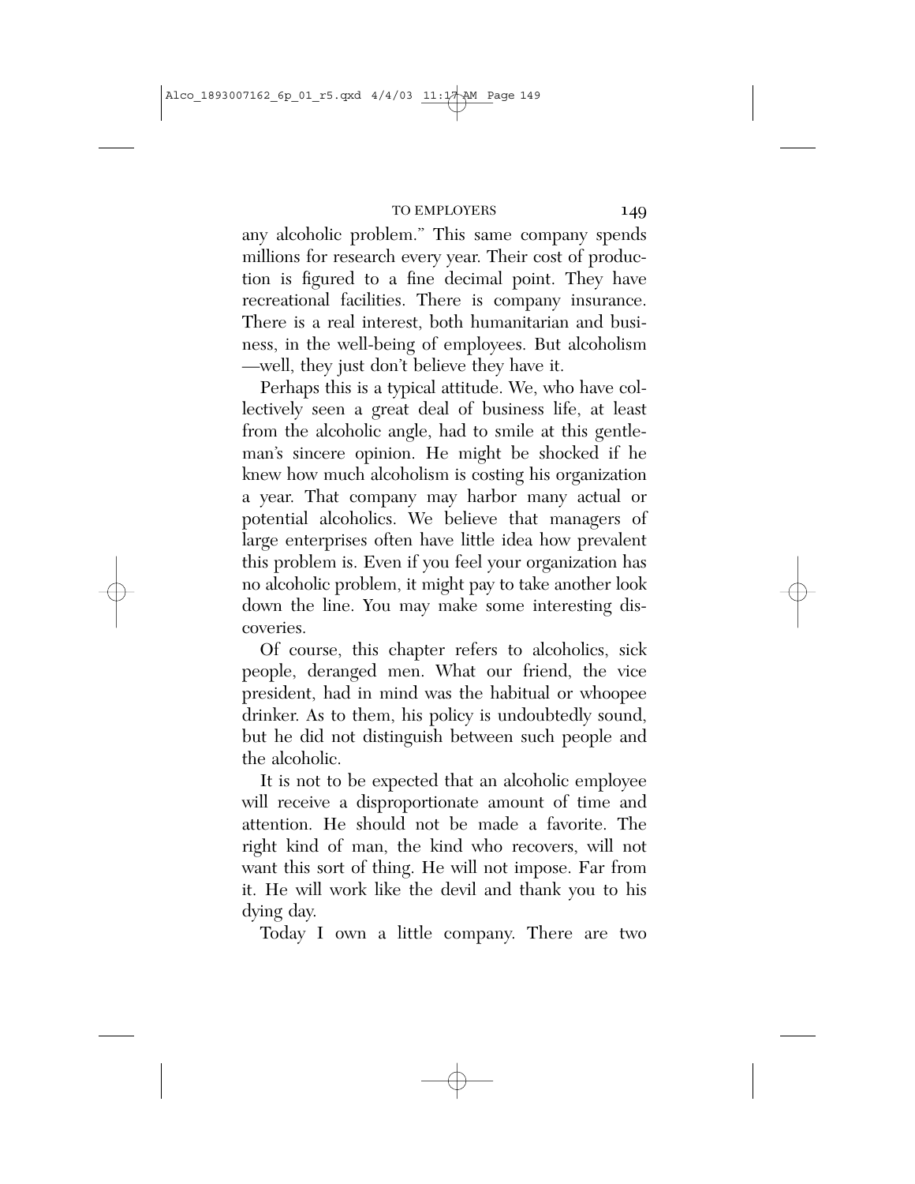any alcoholic problem." This same company spends millions for research every year. Their cost of production is figured to a fine decimal point. They have recreational facilities. There is company insurance. There is a real interest, both humanitarian and business, in the well-being of employees. But alcoholism —well, they just don't believe they have it.

Perhaps this is a typical attitude. We, who have collectively seen a great deal of business life, at least from the alcoholic angle, had to smile at this gentleman's sincere opinion. He might be shocked if he knew how much alcoholism is costing his organization a year. That company may harbor many actual or potential alcoholics. We believe that managers of large enterprises often have little idea how prevalent this problem is. Even if you feel your organization has no alcoholic problem, it might pay to take another look down the line. You may make some interesting discoveries.

Of course, this chapter refers to alcoholics, sick people, deranged men. What our friend, the vice president, had in mind was the habitual or whoopee drinker. As to them, his policy is undoubtedly sound, but he did not distinguish between such people and the alcoholic.

It is not to be expected that an alcoholic employee will receive a disproportionate amount of time and attention. He should not be made a favorite. The right kind of man, the kind who recovers, will not want this sort of thing. He will not impose. Far from it. He will work like the devil and thank you to his dying day.

Today I own a little company. There are two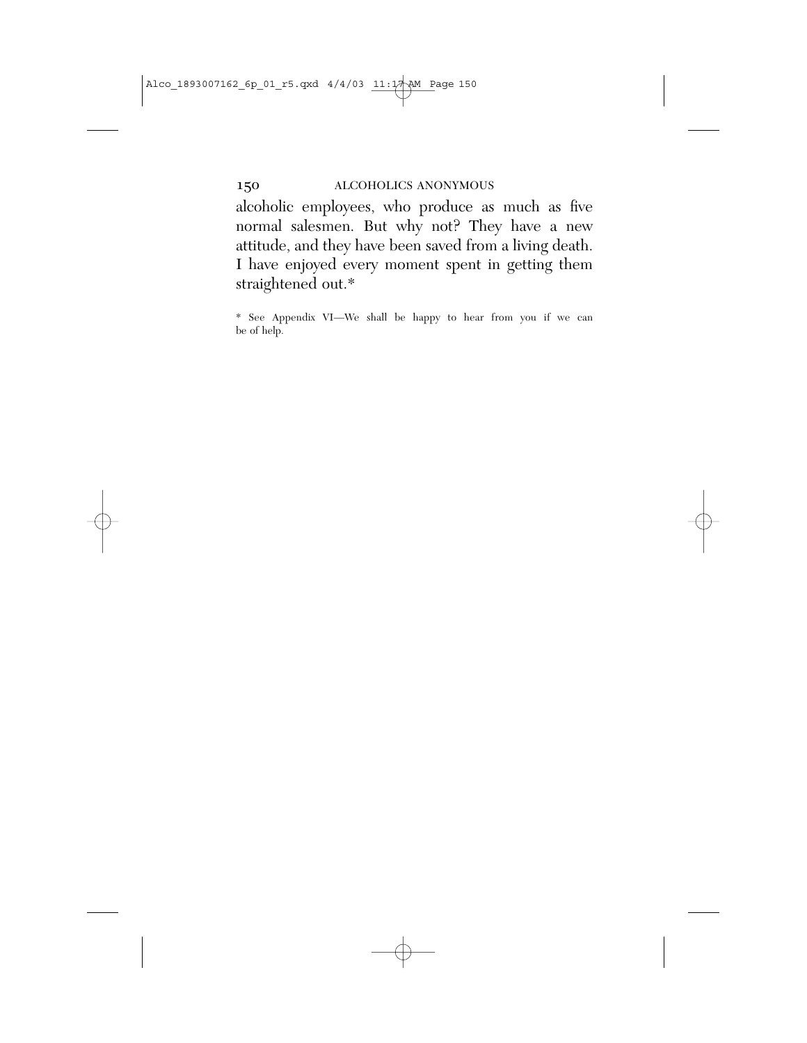alcoholic employees, who produce as much as five normal salesmen. But why not? They have a new attitude, and they have been saved from a living death. I have enjoyed every moment spent in getting them straightened out.*

* See Appendix VI—We shall be happy to hear from you if we can be of help.